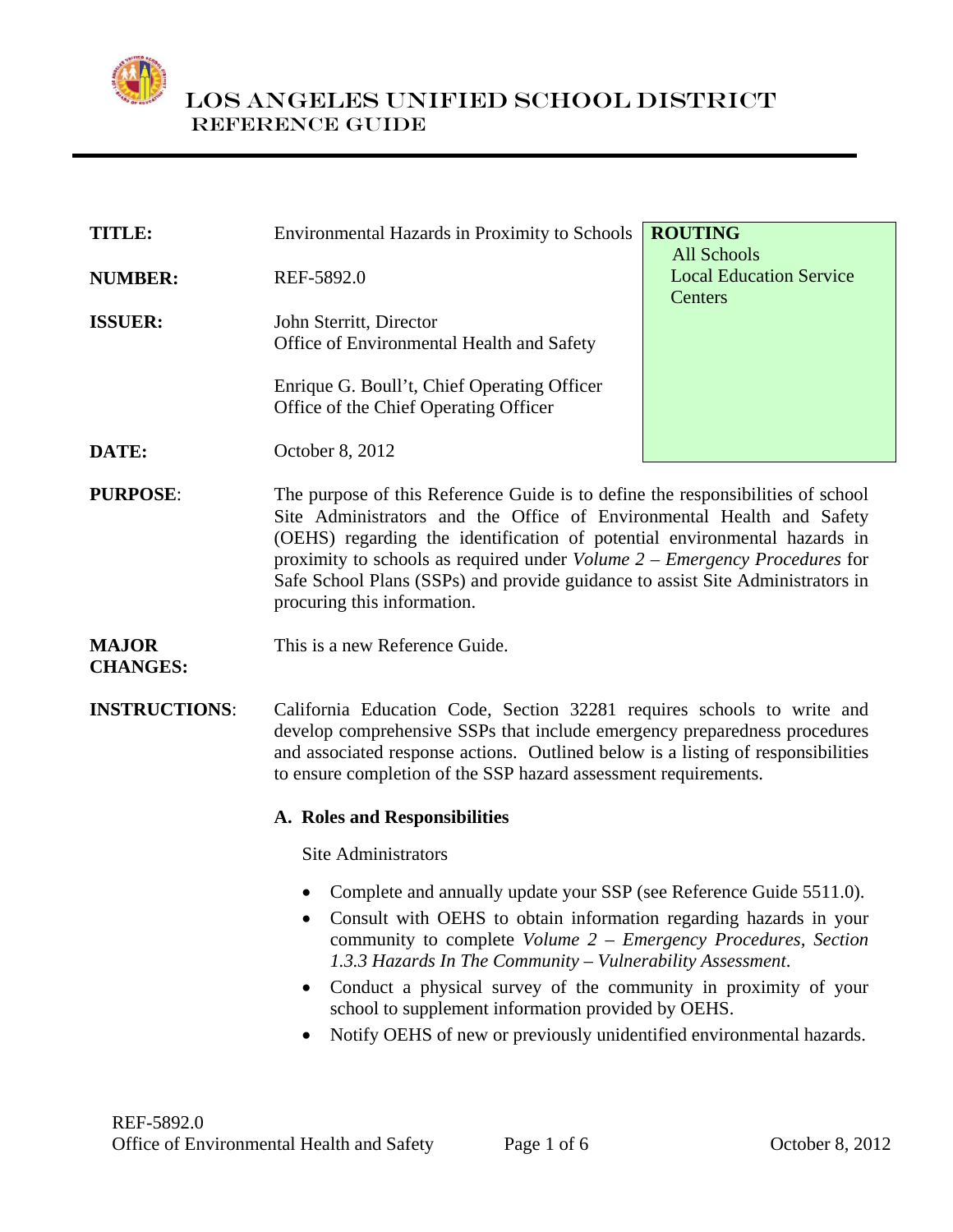# LOS ANGELES UNIFIED SCHOOL DISTRICT
## REFERENCE GUIDE

| | | |
|---|---|---|
| **TITLE:** | Environmental Hazards in Proximity to Schools | **ROUTING**<br>All Schools<br>Local Education Service Centers |
| **NUMBER:** | REF-5892.0 | |
| **ISSUER:** | John Sterritt, Director<br>Office of Environmental Health and Safety<br><br>Enrique G. Boull't, Chief Operating Officer<br>Office of the Chief Operating Officer | |
| **DATE:** | October 8, 2012 | |

**PURPOSE**: The purpose of this Reference Guide is to define the responsibilities of school Site Administrators and the Office of Environmental Health and Safety (OEHS) regarding the identification of potential environmental hazards in proximity to schools as required under *Volume 2 – Emergency Procedures* for Safe School Plans (SSPs) and provide guidance to assist Site Administrators in procuring this information.

**MAJOR CHANGES:** This is a new Reference Guide.

**INSTRUCTIONS**: California Education Code, Section 32281 requires schools to write and develop comprehensive SSPs that include emergency preparedness procedures and associated response actions. Outlined below is a listing of responsibilities to ensure completion of the SSP hazard assessment requirements.

**A. Roles and Responsibilities**

Site Administrators

- Complete and annually update your SSP (see Reference Guide 5511.0).
- Consult with OEHS to obtain information regarding hazards in your community to complete *Volume 2 – Emergency Procedures, Section 1.3.3 Hazards In The Community – Vulnerability Assessment*.
- Conduct a physical survey of the community in proximity of your school to supplement information provided by OEHS.
- Notify OEHS of new or previously unidentified environmental hazards.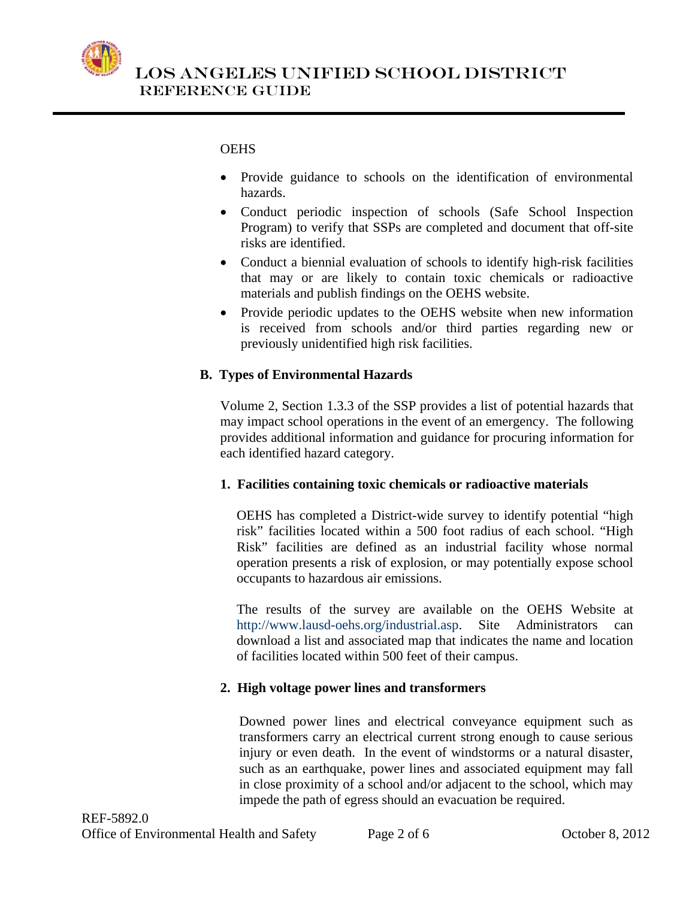OEHS

- Provide guidance to schools on the identification of environmental hazards.
- Conduct periodic inspection of schools (Safe School Inspection Program) to verify that SSPs are completed and document that off-site risks are identified.
- Conduct a biennial evaluation of schools to identify high-risk facilities that may or are likely to contain toxic chemicals or radioactive materials and publish findings on the OEHS website.
- Provide periodic updates to the OEHS website when new information is received from schools and/or third parties regarding new or previously unidentified high risk facilities.

## B. Types of Environmental Hazards

Volume 2, Section 1.3.3 of the SSP provides a list of potential hazards that may impact school operations in the event of an emergency. The following provides additional information and guidance for procuring information for each identified hazard category.

### 1. Facilities containing toxic chemicals or radioactive materials

OEHS has completed a District-wide survey to identify potential "high risk" facilities located within a 500 foot radius of each school. "High Risk" facilities are defined as an industrial facility whose normal operation presents a risk of explosion, or may potentially expose school occupants to hazardous air emissions.

The results of the survey are available on the OEHS Website at http://www.lausd-oehs.org/industrial.asp. Site Administrators can download a list and associated map that indicates the name and location of facilities located within 500 feet of their campus.

### 2. High voltage power lines and transformers

Downed power lines and electrical conveyance equipment such as transformers carry an electrical current strong enough to cause serious injury or even death. In the event of windstorms or a natural disaster, such as an earthquake, power lines and associated equipment may fall in close proximity of a school and/or adjacent to the school, which may impede the path of egress should an evacuation be required.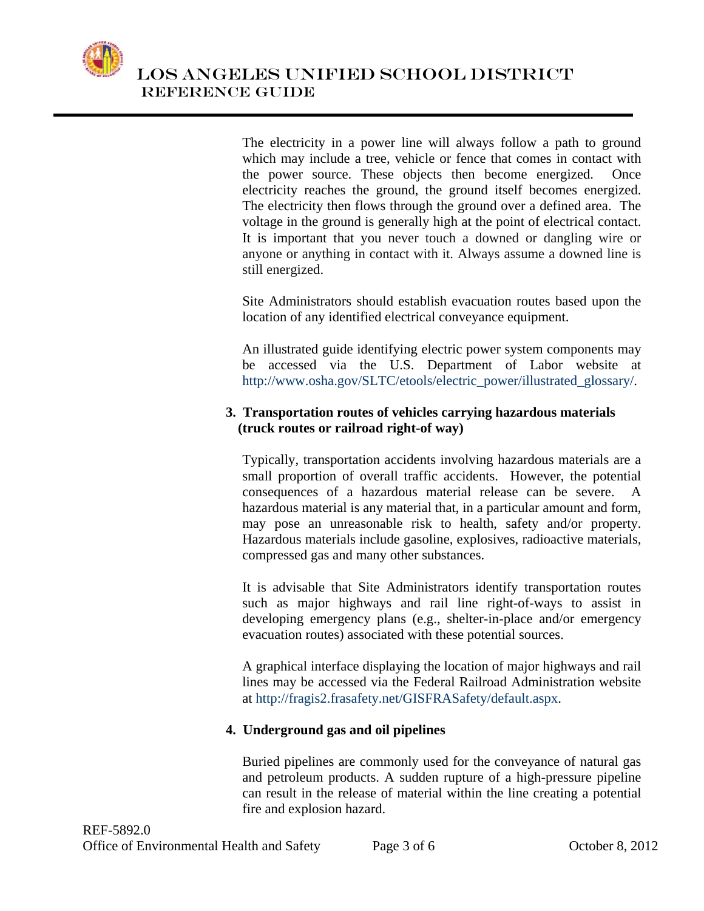The electricity in a power line will always follow a path to ground which may include a tree, vehicle or fence that comes in contact with the power source. These objects then become energized. Once electricity reaches the ground, the ground itself becomes energized. The electricity then flows through the ground over a defined area. The voltage in the ground is generally high at the point of electrical contact. It is important that you never touch a downed or dangling wire or anyone or anything in contact with it. Always assume a downed line is still energized.

Site Administrators should establish evacuation routes based upon the location of any identified electrical conveyance equipment.

An illustrated guide identifying electric power system components may be accessed via the U.S. Department of Labor website at http://www.osha.gov/SLTC/etools/electric_power/illustrated_glossary/.

**3. Transportation routes of vehicles carrying hazardous materials (truck routes or railroad right-of way)**

Typically, transportation accidents involving hazardous materials are a small proportion of overall traffic accidents. However, the potential consequences of a hazardous material release can be severe. A hazardous material is any material that, in a particular amount and form, may pose an unreasonable risk to health, safety and/or property. Hazardous materials include gasoline, explosives, radioactive materials, compressed gas and many other substances.

It is advisable that Site Administrators identify transportation routes such as major highways and rail line right-of-ways to assist in developing emergency plans (e.g., shelter-in-place and/or emergency evacuation routes) associated with these potential sources.

A graphical interface displaying the location of major highways and rail lines may be accessed via the Federal Railroad Administration website at http://fragis2.frasafety.net/GISFRASafety/default.aspx.

**4. Underground gas and oil pipelines**

Buried pipelines are commonly used for the conveyance of natural gas and petroleum products. A sudden rupture of a high-pressure pipeline can result in the release of material within the line creating a potential fire and explosion hazard.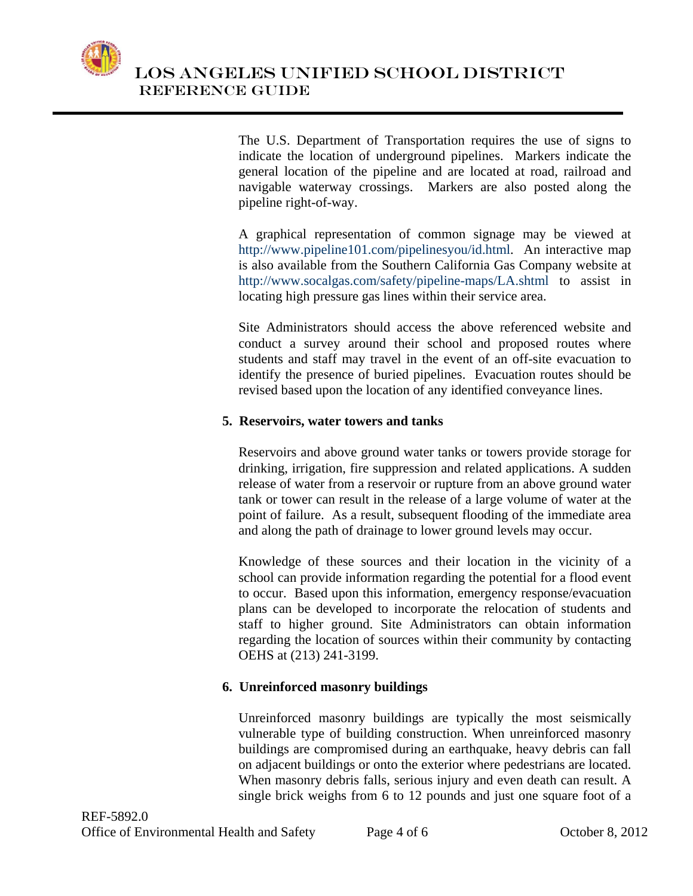The U.S. Department of Transportation requires the use of signs to indicate the location of underground pipelines. Markers indicate the general location of the pipeline and are located at road, railroad and navigable waterway crossings. Markers are also posted along the pipeline right-of-way.

A graphical representation of common signage may be viewed at http://www.pipeline101.com/pipelinesyou/id.html. An interactive map is also available from the Southern California Gas Company website at http://www.socalgas.com/safety/pipeline-maps/LA.shtml to assist in locating high pressure gas lines within their service area.

Site Administrators should access the above referenced website and conduct a survey around their school and proposed routes where students and staff may travel in the event of an off-site evacuation to identify the presence of buried pipelines. Evacuation routes should be revised based upon the location of any identified conveyance lines.

**5. Reservoirs, water towers and tanks**

Reservoirs and above ground water tanks or towers provide storage for drinking, irrigation, fire suppression and related applications. A sudden release of water from a reservoir or rupture from an above ground water tank or tower can result in the release of a large volume of water at the point of failure. As a result, subsequent flooding of the immediate area and along the path of drainage to lower ground levels may occur.

Knowledge of these sources and their location in the vicinity of a school can provide information regarding the potential for a flood event to occur. Based upon this information, emergency response/evacuation plans can be developed to incorporate the relocation of students and staff to higher ground. Site Administrators can obtain information regarding the location of sources within their community by contacting OEHS at (213) 241-3199.

**6. Unreinforced masonry buildings**

Unreinforced masonry buildings are typically the most seismically vulnerable type of building construction. When unreinforced masonry buildings are compromised during an earthquake, heavy debris can fall on adjacent buildings or onto the exterior where pedestrians are located. When masonry debris falls, serious injury and even death can result. A single brick weighs from 6 to 12 pounds and just one square foot of a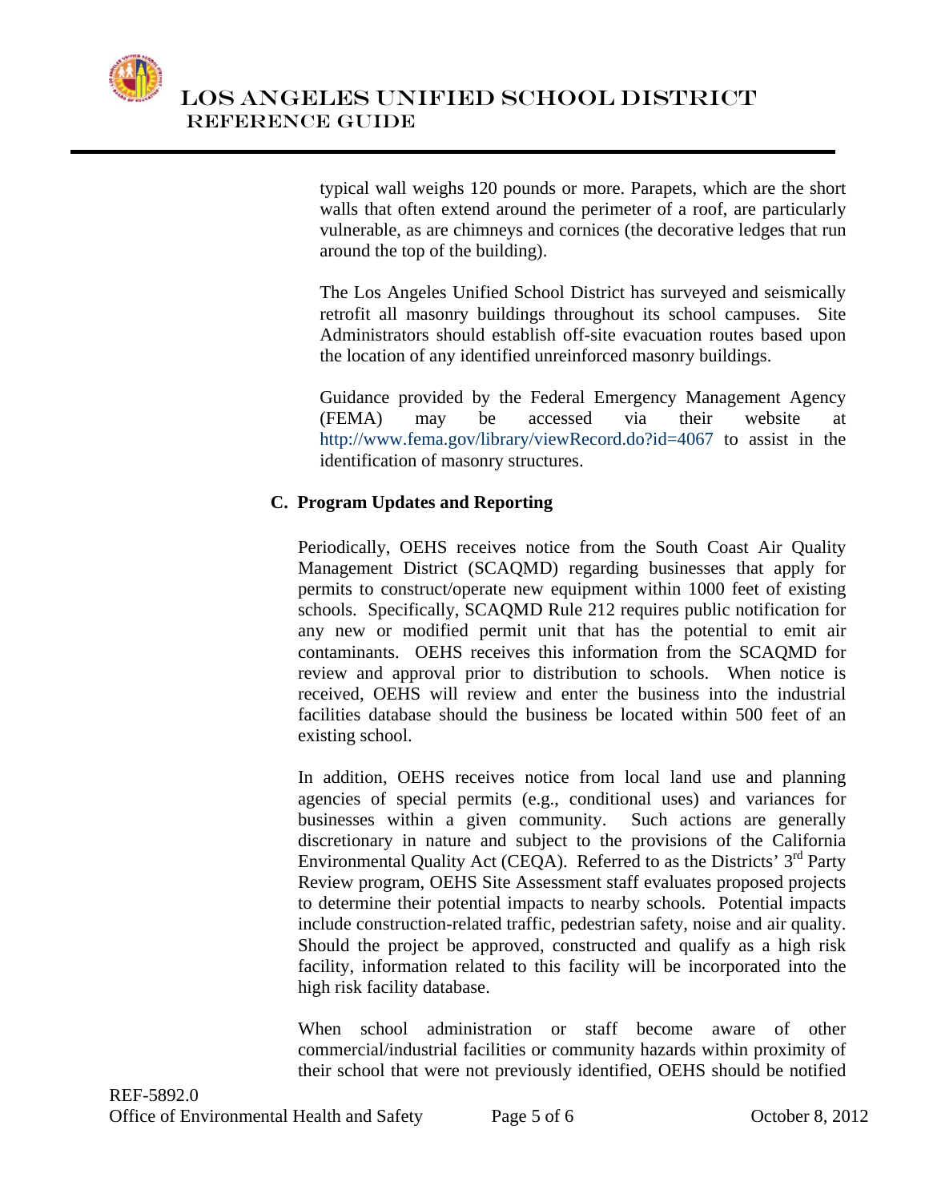typical wall weighs 120 pounds or more. Parapets, which are the short walls that often extend around the perimeter of a roof, are particularly vulnerable, as are chimneys and cornices (the decorative ledges that run around the top of the building).

The Los Angeles Unified School District has surveyed and seismically retrofit all masonry buildings throughout its school campuses. Site Administrators should establish off-site evacuation routes based upon the location of any identified unreinforced masonry buildings.

Guidance provided by the Federal Emergency Management Agency (FEMA) may be accessed via their website at http://www.fema.gov/library/viewRecord.do?id=4067 to assist in the identification of masonry structures.

### C. Program Updates and Reporting

Periodically, OEHS receives notice from the South Coast Air Quality Management District (SCAQMD) regarding businesses that apply for permits to construct/operate new equipment within 1000 feet of existing schools. Specifically, SCAQMD Rule 212 requires public notification for any new or modified permit unit that has the potential to emit air contaminants. OEHS receives this information from the SCAQMD for review and approval prior to distribution to schools. When notice is received, OEHS will review and enter the business into the industrial facilities database should the business be located within 500 feet of an existing school.

In addition, OEHS receives notice from local land use and planning agencies of special permits (e.g., conditional uses) and variances for businesses within a given community. Such actions are generally discretionary in nature and subject to the provisions of the California Environmental Quality Act (CEQA). Referred to as the Districts' 3rd Party Review program, OEHS Site Assessment staff evaluates proposed projects to determine their potential impacts to nearby schools. Potential impacts include construction-related traffic, pedestrian safety, noise and air quality. Should the project be approved, constructed and qualify as a high risk facility, information related to this facility will be incorporated into the high risk facility database.

When school administration or staff become aware of other commercial/industrial facilities or community hazards within proximity of their school that were not previously identified, OEHS should be notified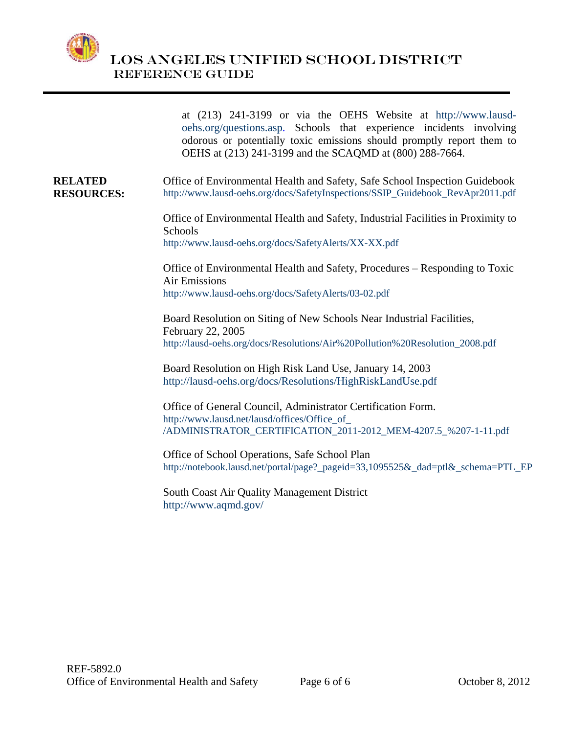at (213) 241-3199 or via the OEHS Website at http://www.lausd-oehs.org/questions.asp. Schools that experience incidents involving odorous or potentially toxic emissions should promptly report them to OEHS at (213) 241-3199 and the SCAQMD at (800) 288-7664.

**RELATED RESOURCES:**

Office of Environmental Health and Safety, Safe School Inspection Guidebook
http://www.lausd-oehs.org/docs/SafetyInspections/SSIP_Guidebook_RevApr2011.pdf

Office of Environmental Health and Safety, Industrial Facilities in Proximity to Schools
http://www.lausd-oehs.org/docs/SafetyAlerts/XX-XX.pdf

Office of Environmental Health and Safety, Procedures – Responding to Toxic Air Emissions
http://www.lausd-oehs.org/docs/SafetyAlerts/03-02.pdf

Board Resolution on Siting of New Schools Near Industrial Facilities, February 22, 2005
http://lausd-oehs.org/docs/Resolutions/Air%20Pollution%20Resolution_2008.pdf

Board Resolution on High Risk Land Use, January 14, 2003
http://lausd-oehs.org/docs/Resolutions/HighRiskLandUse.pdf

Office of General Council, Administrator Certification Form.
http://www.lausd.net/lausd/offices/Office_of_
/ADMINISTRATOR_CERTIFICATION_2011-2012_MEM-4207.5_%207-1-11.pdf

Office of School Operations, Safe School Plan
http://notebook.lausd.net/portal/page?_pageid=33,1095525&_dad=ptl&_schema=PTL_EP

South Coast Air Quality Management District
http://www.aqmd.gov/